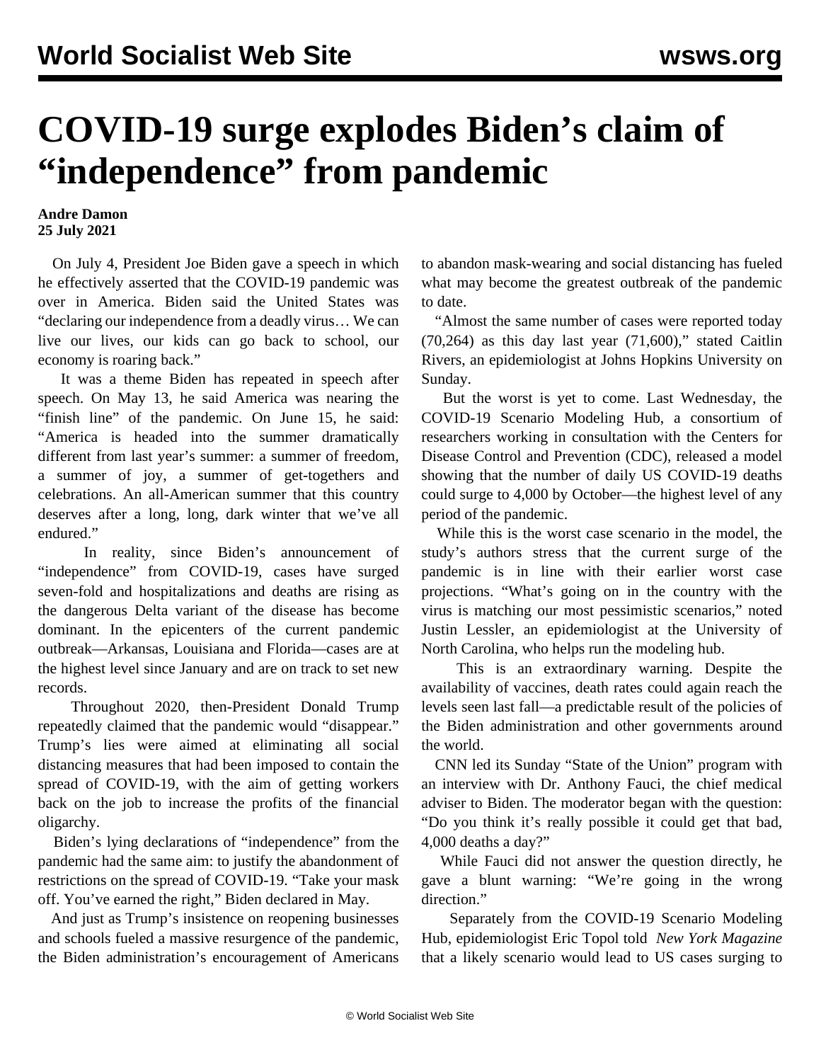# COVID-19 surge explodes Biden's claim of "independence" from pandemic

**Andre Damon**
**25 July 2021**

On July 4, President Joe Biden gave a speech in which he effectively asserted that the COVID-19 pandemic was over in America. Biden said the United States was "declaring our independence from a deadly virus… We can live our lives, our kids can go back to school, our economy is roaring back."

It was a theme Biden has repeated in speech after speech. On May 13, he said America was nearing the "finish line" of the pandemic. On June 15, he said: "America is headed into the summer dramatically different from last year's summer: a summer of freedom, a summer of joy, a summer of get-togethers and celebrations. An all-American summer that this country deserves after a long, long, dark winter that we've all endured."

In reality, since Biden's announcement of "independence" from COVID-19, cases have surged seven-fold and hospitalizations and deaths are rising as the dangerous Delta variant of the disease has become dominant. In the epicenters of the current pandemic outbreak—Arkansas, Louisiana and Florida—cases are at the highest level since January and are on track to set new records.

Throughout 2020, then-President Donald Trump repeatedly claimed that the pandemic would "disappear." Trump's lies were aimed at eliminating all social distancing measures that had been imposed to contain the spread of COVID-19, with the aim of getting workers back on the job to increase the profits of the financial oligarchy.

Biden's lying declarations of "independence" from the pandemic had the same aim: to justify the abandonment of restrictions on the spread of COVID-19. "Take your mask off. You've earned the right," Biden declared in May.

And just as Trump's insistence on reopening businesses and schools fueled a massive resurgence of the pandemic, the Biden administration's encouragement of Americans to abandon mask-wearing and social distancing has fueled what may become the greatest outbreak of the pandemic to date.

"Almost the same number of cases were reported today (70,264) as this day last year (71,600)," stated Caitlin Rivers, an epidemiologist at Johns Hopkins University on Sunday.

But the worst is yet to come. Last Wednesday, the COVID-19 Scenario Modeling Hub, a consortium of researchers working in consultation with the Centers for Disease Control and Prevention (CDC), released a model showing that the number of daily US COVID-19 deaths could surge to 4,000 by October—the highest level of any period of the pandemic.

While this is the worst case scenario in the model, the study's authors stress that the current surge of the pandemic is in line with their earlier worst case projections. "What's going on in the country with the virus is matching our most pessimistic scenarios," noted Justin Lessler, an epidemiologist at the University of North Carolina, who helps run the modeling hub.

This is an extraordinary warning. Despite the availability of vaccines, death rates could again reach the levels seen last fall—a predictable result of the policies of the Biden administration and other governments around the world.

CNN led its Sunday "State of the Union" program with an interview with Dr. Anthony Fauci, the chief medical adviser to Biden. The moderator began with the question: "Do you think it's really possible it could get that bad, 4,000 deaths a day?"

While Fauci did not answer the question directly, he gave a blunt warning: "We're going in the wrong direction."

Separately from the COVID-19 Scenario Modeling Hub, epidemiologist Eric Topol told *New York Magazine* that a likely scenario would lead to US cases surging to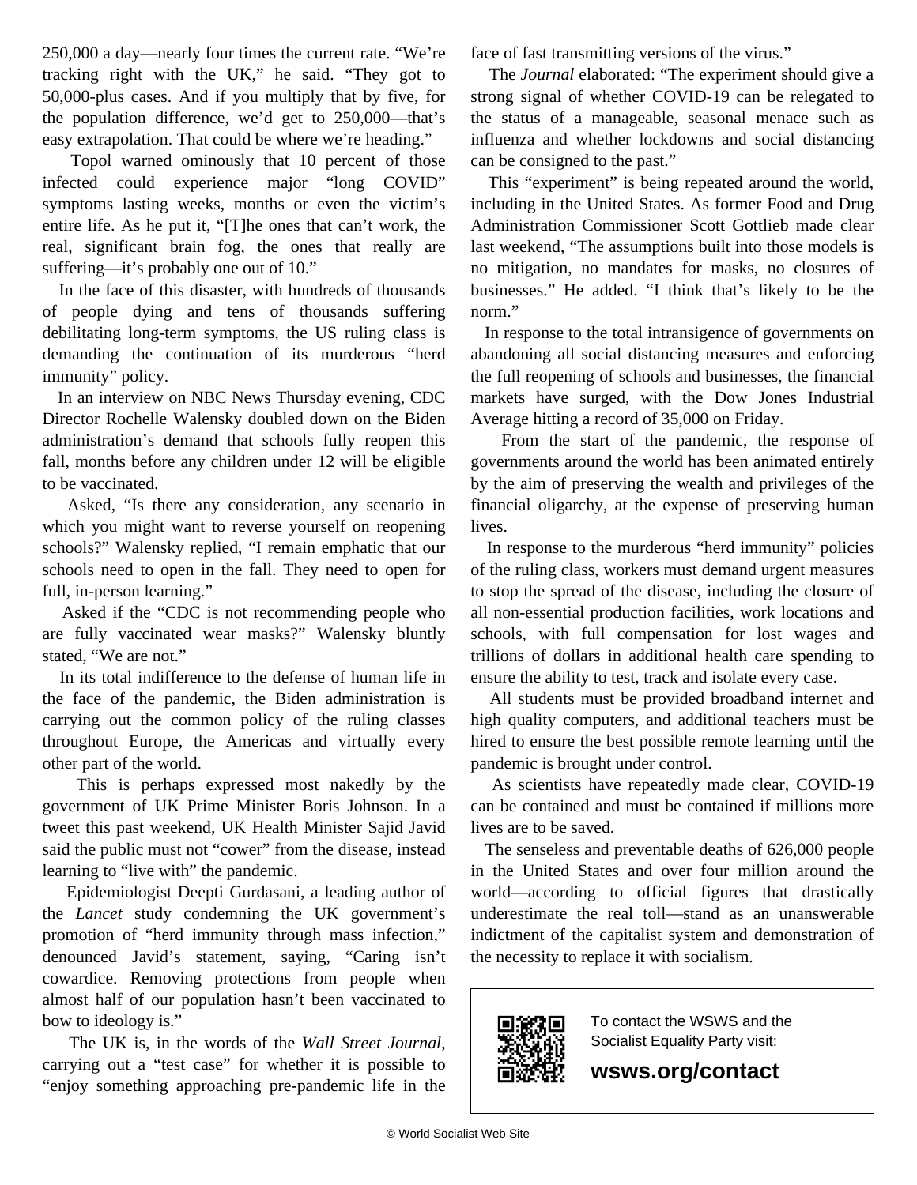250,000 a day—nearly four times the current rate. "We're tracking right with the UK," he said. "They got to 50,000-plus cases. And if you multiply that by five, for the population difference, we'd get to 250,000—that's easy extrapolation. That could be where we're heading."

Topol warned ominously that 10 percent of those infected could experience major "long COVID" symptoms lasting weeks, months or even the victim's entire life. As he put it, "[T]he ones that can't work, the real, significant brain fog, the ones that really are suffering—it's probably one out of 10."

In the face of this disaster, with hundreds of thousands of people dying and tens of thousands suffering debilitating long-term symptoms, the US ruling class is demanding the continuation of its murderous "herd immunity" policy.

In an interview on NBC News Thursday evening, CDC Director Rochelle Walensky doubled down on the Biden administration's demand that schools fully reopen this fall, months before any children under 12 will be eligible to be vaccinated.

Asked, "Is there any consideration, any scenario in which you might want to reverse yourself on reopening schools?" Walensky replied, "I remain emphatic that our schools need to open in the fall. They need to open for full, in-person learning."

Asked if the "CDC is not recommending people who are fully vaccinated wear masks?" Walensky bluntly stated, "We are not."

In its total indifference to the defense of human life in the face of the pandemic, the Biden administration is carrying out the common policy of the ruling classes throughout Europe, the Americas and virtually every other part of the world.

This is perhaps expressed most nakedly by the government of UK Prime Minister Boris Johnson. In a tweet this past weekend, UK Health Minister Sajid Javid said the public must not "cower" from the disease, instead learning to "live with" the pandemic.

Epidemiologist Deepti Gurdasani, a leading author of the *Lancet* study condemning the UK government's promotion of "herd immunity through mass infection," denounced Javid's statement, saying, "Caring isn't cowardice. Removing protections from people when almost half of our population hasn't been vaccinated to bow to ideology is."

The UK is, in the words of the *Wall Street Journal*, carrying out a "test case" for whether it is possible to "enjoy something approaching pre-pandemic life in the face of fast transmitting versions of the virus."

The *Journal* elaborated: "The experiment should give a strong signal of whether COVID-19 can be relegated to the status of a manageable, seasonal menace such as influenza and whether lockdowns and social distancing can be consigned to the past."

This "experiment" is being repeated around the world, including in the United States. As former Food and Drug Administration Commissioner Scott Gottlieb made clear last weekend, "The assumptions built into those models is no mitigation, no mandates for masks, no closures of businesses." He added. "I think that's likely to be the norm."

In response to the total intransigence of governments on abandoning all social distancing measures and enforcing the full reopening of schools and businesses, the financial markets have surged, with the Dow Jones Industrial Average hitting a record of 35,000 on Friday.

From the start of the pandemic, the response of governments around the world has been animated entirely by the aim of preserving the wealth and privileges of the financial oligarchy, at the expense of preserving human lives.

In response to the murderous "herd immunity" policies of the ruling class, workers must demand urgent measures to stop the spread of the disease, including the closure of all non-essential production facilities, work locations and schools, with full compensation for lost wages and trillions of dollars in additional health care spending to ensure the ability to test, track and isolate every case.

All students must be provided broadband internet and high quality computers, and additional teachers must be hired to ensure the best possible remote learning until the pandemic is brought under control.

As scientists have repeatedly made clear, COVID-19 can be contained and must be contained if millions more lives are to be saved.

The senseless and preventable deaths of 626,000 people in the United States and over four million around the world—according to official figures that drastically underestimate the real toll—stand as an unanswerable indictment of the capitalist system and demonstration of the necessity to replace it with socialism.

To contact the WSWS and the Socialist Equality Party visit:

**wsws.org/contact**